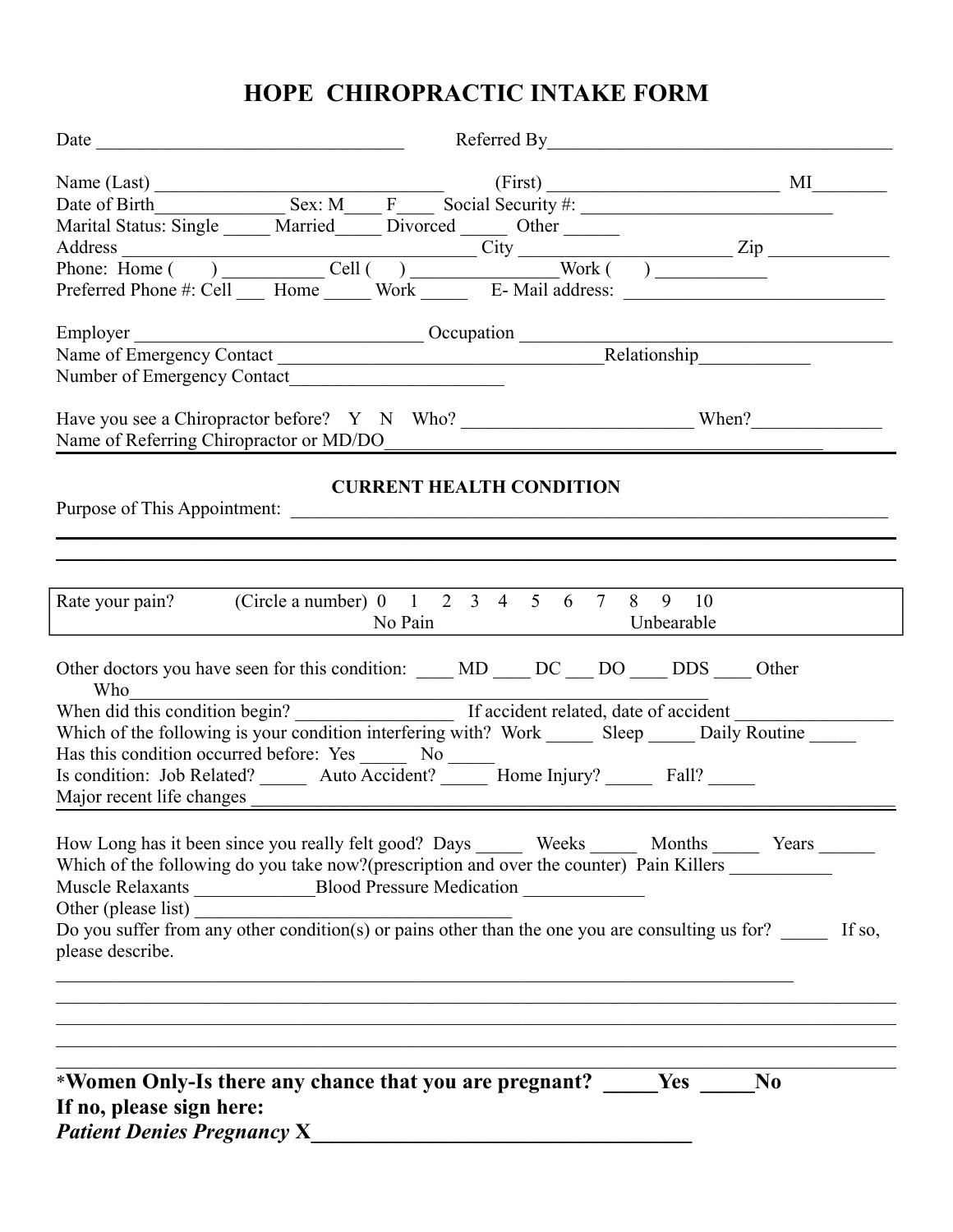# HOPE CHIROPRACTIC INTAKE FORM

Date ______________________________ Referred By ___________________________________

Name (Last) ____________________________ (First) ______________________ MI________
Date of Birth______________ Sex: M____ F____ Social Security #: __________________________
Marital Status: Single _____ Married_____ Divorced _____ Other ______
Address _____________________________________ City ______________________ Zip _____________
Phone: Home ( ) __________ Cell ( ) _______________Work ( ) ___________
Preferred Phone #: Cell ___ Home _____ Work _____ E- Mail address: ___________________________

Employer ______________________________ Occupation ________________________________________
Name of Emergency Contact __________________________________Relationship____________
Number of Emergency Contact______________________

Have you see a Chiropractor before? Y N Who? ________________________ When?______________
Name of Referring Chiropractor or MD/DO____________________________________________

## CURRENT HEALTH CONDITION

Purpose of This Appointment: _________________________________________________________________

_______________________________________________________________________________

_______________________________________________________________________________

Rate your pain? (Circle a number) 0 1 2 3 4 5 6 7 8 9 10
No Pain — Unbearable

Other doctors you have seen for this condition: ____ MD ____ DC ___ DO ____ DDS ____ Other
Who_________________________________________________________________
When did this condition begin? ________________ If accident related, date of accident ________________
Which of the following is your condition interfering with? Work _____ Sleep _____ Daily Routine _____
Has this condition occurred before: Yes _____ No _____
Is condition: Job Related? _____ Auto Accident? _____ Home Injury? _____ Fall? _____
Major recent life changes ___________________________________________________________________

How Long has it been since you really felt good? Days _____ Weeks _____ Months _____ Years ______
Which of the following do you take now?(prescription and over the counter) Pain Killers ___________
Muscle Relaxants _____________Blood Pressure Medication _____________
Other (please list) __________________________________
Do you suffer from any other condition(s) or pains other than the one you are consulting us for? _____ If so, please describe.

_______________________________________________________________________________

_______________________________________________________________________________

_______________________________________________________________________________

_______________________________________________________________________________

_______________________________________________________________________________

**\*Women Only-Is there any chance that you are pregnant? _____Yes _____No**
**If no, please sign here:**
***Patient Denies Pregnancy* X__________________________________**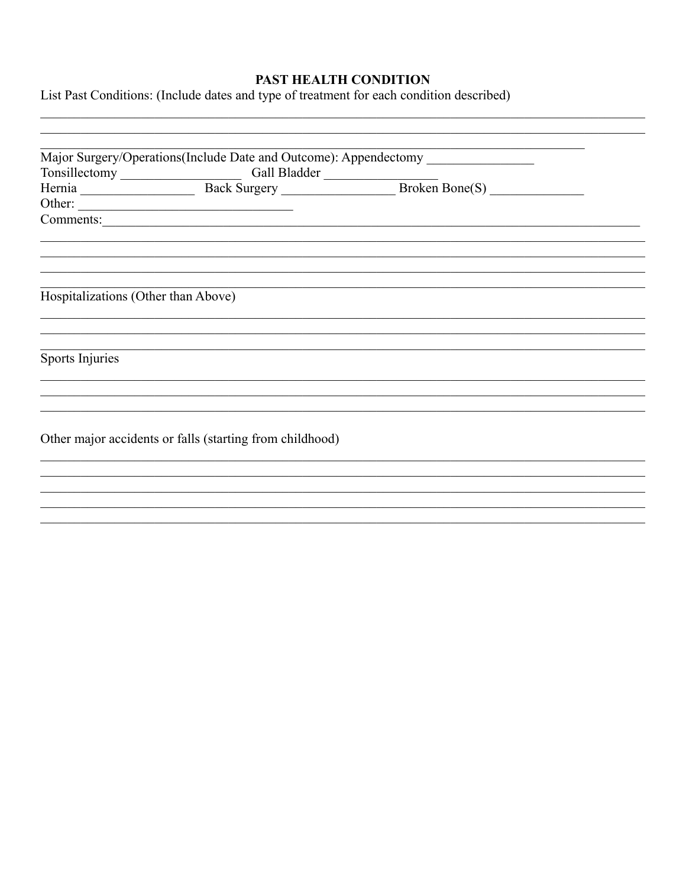## PAST HEALTH CONDITION

List Past Conditions: (Include dates and type of treatment for each condition described)

___________________________________________________________________________________

___________________________________________________________________________________

___________________________________________________________________________________

Major Surgery/Operations(Include Date and Outcome): Appendectomy _______________

Tonsillectomy _________________ Gall Bladder ________________

Hernia ________________ Back Surgery ________________ Broken Bone(S) _____________

Other: ______________________________

Comments:___________________________________________________________________________

___________________________________________________________________________________

___________________________________________________________________________________

___________________________________________________________________________________

___________________________________________________________________________________

Hospitalizations (Other than Above)

___________________________________________________________________________________

___________________________________________________________________________________

___________________________________________________________________________________

Sports Injuries

___________________________________________________________________________________

___________________________________________________________________________________

___________________________________________________________________________________

Other major accidents or falls (starting from childhood)

___________________________________________________________________________________

___________________________________________________________________________________

___________________________________________________________________________________

___________________________________________________________________________________

___________________________________________________________________________________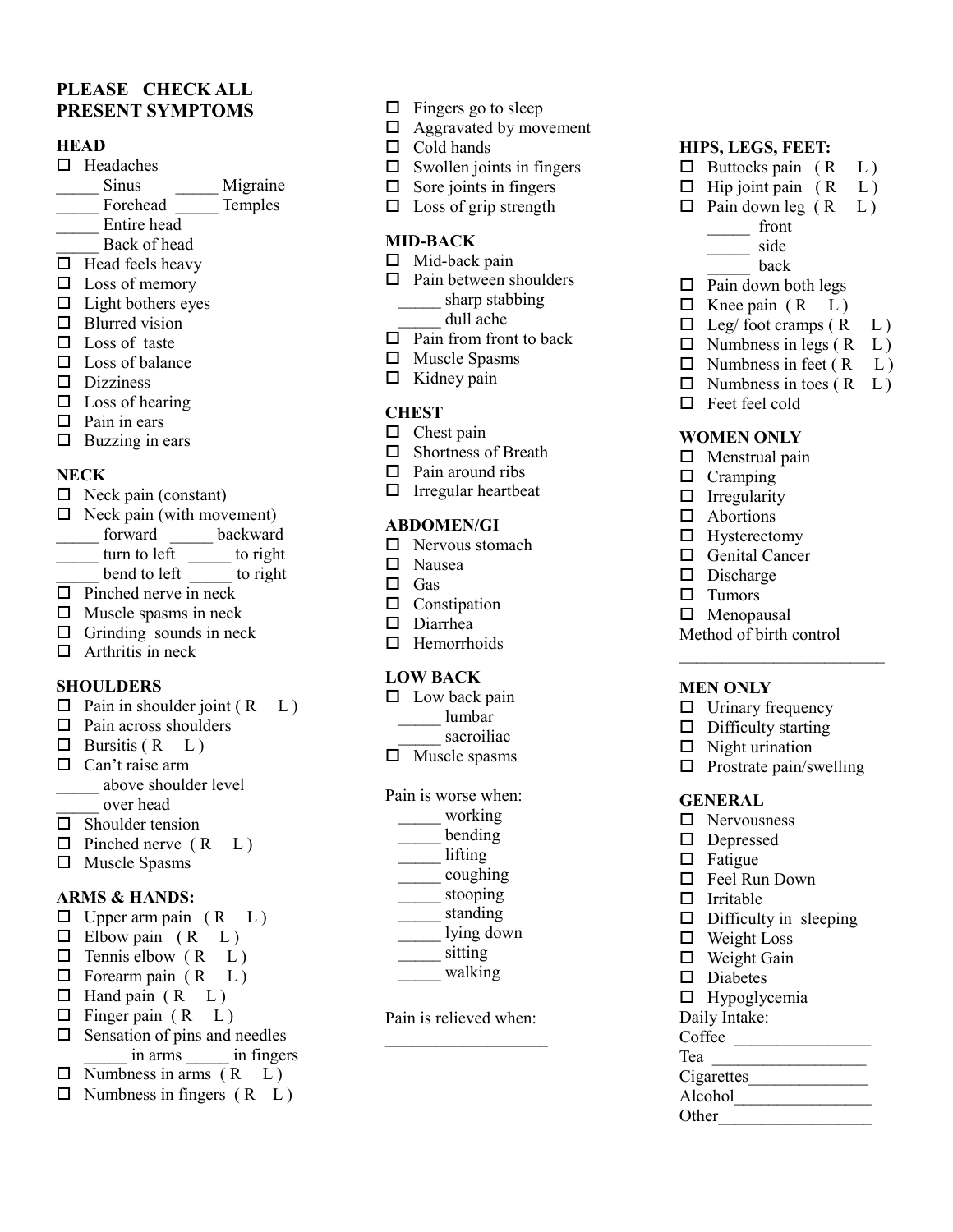**PLEASE CHECK ALL PRESENT SYMPTOMS**

**HEAD**

- ☐ Headaches
  - _____ Sinus _____ Migraine
  - _____ Forehead _____ Temples
  - _____ Entire head
  - _____ Back of head
- ☐ Head feels heavy
- ☐ Loss of memory
- ☐ Light bothers eyes
- ☐ Blurred vision
- ☐ Loss of taste
- ☐ Loss of balance
- ☐ Dizziness
- ☐ Loss of hearing
- ☐ Pain in ears
- ☐ Buzzing in ears

**NECK**

- ☐ Neck pain (constant)
- ☐ Neck pain (with movement)
  - _____ forward _____ backward
  - _____ turn to left _____ to right
  - _____ bend to left _____ to right
- ☐ Pinched nerve in neck
- ☐ Muscle spasms in neck
- ☐ Grinding sounds in neck
- ☐ Arthritis in neck

**SHOULDERS**

- ☐ Pain in shoulder joint ( R L )
- ☐ Pain across shoulders
- ☐ Bursitis ( R L )
- ☐ Can't raise arm
  - _____ above shoulder level
  - _____ over head
- ☐ Shoulder tension
- ☐ Pinched nerve ( R L )
- ☐ Muscle Spasms

**ARMS & HANDS:**

- ☐ Upper arm pain ( R L )
- ☐ Elbow pain ( R L )
- ☐ Tennis elbow ( R L )
- ☐ Forearm pain ( R L )
- ☐ Hand pain ( R L )
- ☐ Finger pain ( R L )
- ☐ Sensation of pins and needles
  - _____ in arms _____ in fingers
- ☐ Numbness in arms ( R L )
- ☐ Numbness in fingers ( R L )
- ☐ Fingers go to sleep
- ☐ Aggravated by movement
- ☐ Cold hands
- ☐ Swollen joints in fingers
- ☐ Sore joints in fingers
- ☐ Loss of grip strength

**MID-BACK**

- ☐ Mid-back pain
- ☐ Pain between shoulders
  - _____ sharp stabbing
  - _____ dull ache
- ☐ Pain from front to back
- ☐ Muscle Spasms
- ☐ Kidney pain

**CHEST**

- ☐ Chest pain
- ☐ Shortness of Breath
- ☐ Pain around ribs
- ☐ Irregular heartbeat

**ABDOMEN/GI**

- ☐ Nervous stomach
- ☐ Nausea
- ☐ Gas
- ☐ Constipation
- ☐ Diarrhea
- ☐ Hemorrhoids

**LOW BACK**

- ☐ Low back pain
  - _____ lumbar
  - _____ sacroiliac
- ☐ Muscle spasms

Pain is worse when:

- _____ working
- _____ bending
- _____ lifting
- _____ coughing
- _____ stooping
- _____ standing
- _____ lying down
- _____ sitting
- _____ walking

Pain is relieved when:

___________________

**HIPS, LEGS, FEET:**

- ☐ Buttocks pain ( R L )
- ☐ Hip joint pain ( R L )
- ☐ Pain down leg ( R L )
  - _____ front
  - _____ side
  - _____ back
- ☐ Pain down both legs
- ☐ Knee pain ( R L )
- ☐ Leg/ foot cramps ( R L )
- ☐ Numbness in legs ( R L )
- ☐ Numbness in feet ( R L )
- ☐ Numbness in toes ( R L )
- ☐ Feet feel cold

**WOMEN ONLY**

- ☐ Menstrual pain
- ☐ Cramping
- ☐ Irregularity
- ☐ Abortions
- ☐ Hysterectomy
- ☐ Genital Cancer
- ☐ Discharge
- ☐ Tumors
- ☐ Menopausal

Method of birth control

________________________

**MEN ONLY**

- ☐ Urinary frequency
- ☐ Difficulty starting
- ☐ Night urination
- ☐ Prostrate pain/swelling

**GENERAL**

- ☐ Nervousness
- ☐ Depressed
- ☐ Fatigue
- ☐ Feel Run Down
- ☐ Irritable
- ☐ Difficulty in sleeping
- ☐ Weight Loss
- ☐ Weight Gain
- ☐ Diabetes
- ☐ Hypoglycemia

Daily Intake:

Coffee ________________

Tea __________________

Cigarettes______________

Alcohol________________

Other__________________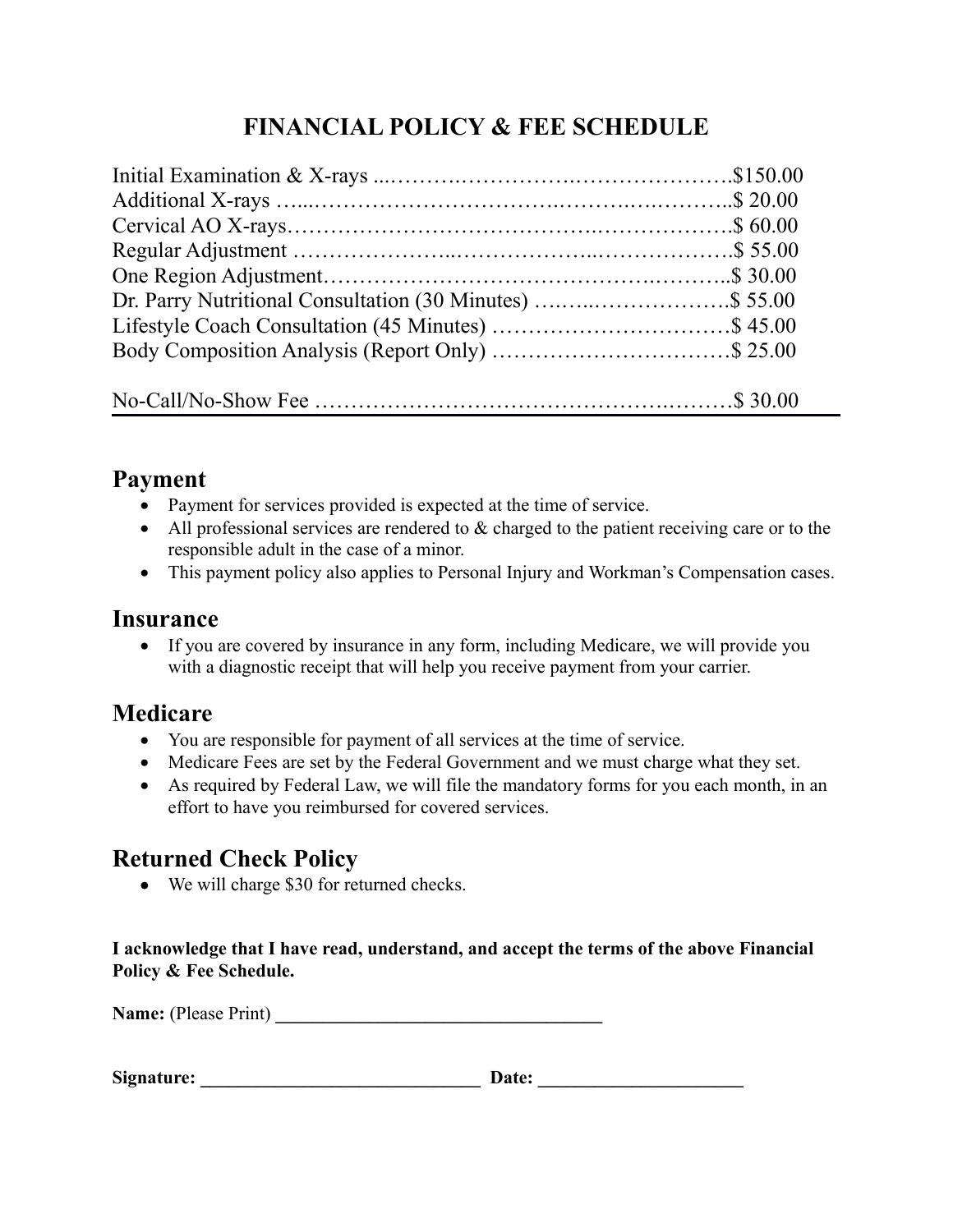# FINANCIAL POLICY & FEE SCHEDULE

| Service | Fee |
|---|---|
| Initial Examination & X-rays | $150.00 |
| Additional X-rays | $ 20.00 |
| Cervical AO X-rays | $ 60.00 |
| Regular Adjustment | $ 55.00 |
| One Region Adjustment | $ 30.00 |
| Dr. Parry Nutritional Consultation (30 Minutes) | $ 55.00 |
| Lifestyle Coach Consultation (45 Minutes) | $ 45.00 |
| Body Composition Analysis (Report Only) | $ 25.00 |
| No-Call/No-Show Fee | $ 30.00 |

## Payment

- Payment for services provided is expected at the time of service.
- All professional services are rendered to & charged to the patient receiving care or to the responsible adult in the case of a minor.
- This payment policy also applies to Personal Injury and Workman's Compensation cases.

## Insurance

- If you are covered by insurance in any form, including Medicare, we will provide you with a diagnostic receipt that will help you receive payment from your carrier.

## Medicare

- You are responsible for payment of all services at the time of service.
- Medicare Fees are set by the Federal Government and we must charge what they set.
- As required by Federal Law, we will file the mandatory forms for you each month, in an effort to have you reimbursed for covered services.

## Returned Check Policy

- We will charge $30 for returned checks.

**I acknowledge that I have read, understand, and accept the terms of the above Financial Policy & Fee Schedule.**

**Name:** (Please Print) ___________________________________

**Signature:** ______________________________ **Date:** ______________________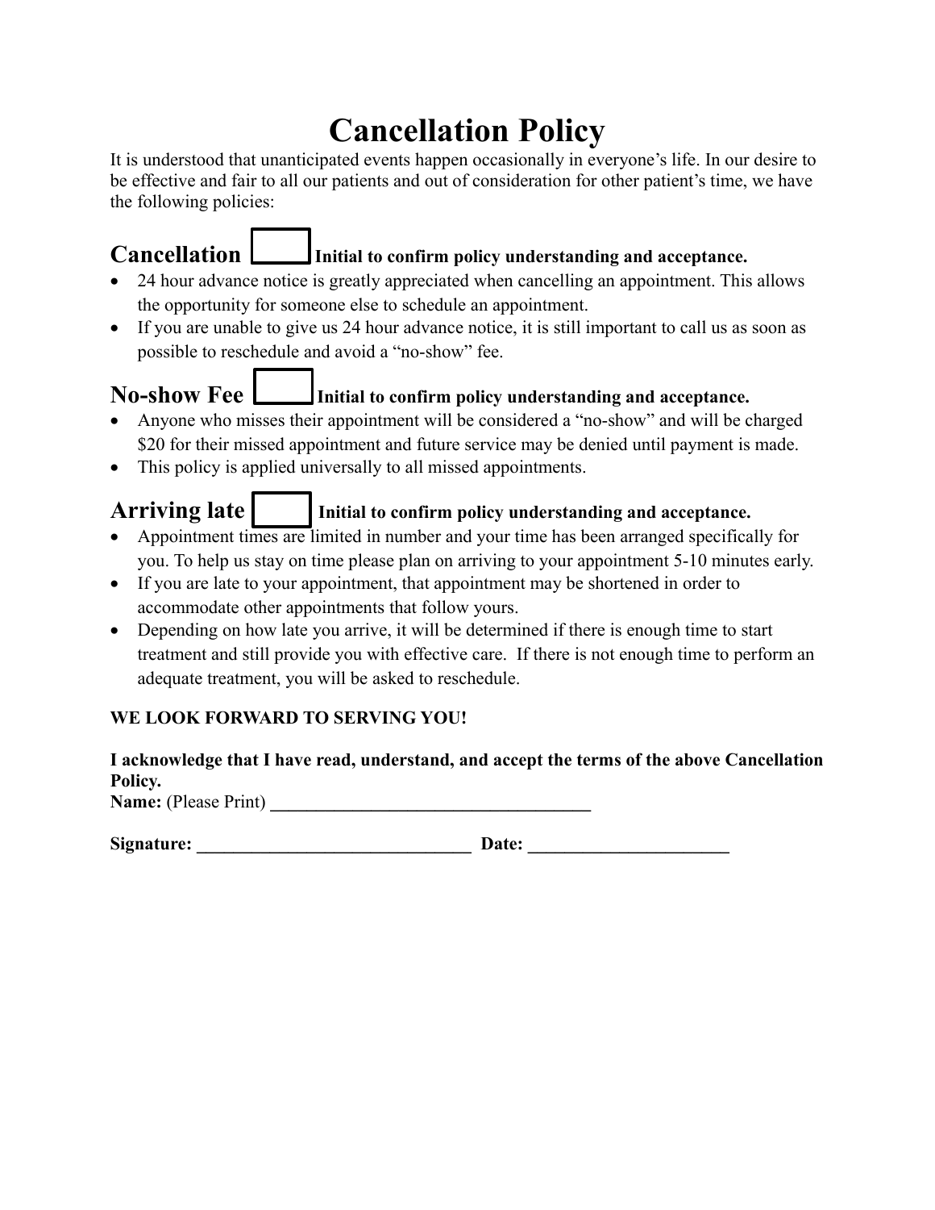# Cancellation Policy

It is understood that unanticipated events happen occasionally in everyone's life. In our desire to be effective and fair to all our patients and out of consideration for other patient's time, we have the following policies:

## Cancellation ☐ **Initial to confirm policy understanding and acceptance.**

- 24 hour advance notice is greatly appreciated when cancelling an appointment. This allows the opportunity for someone else to schedule an appointment.
- If you are unable to give us 24 hour advance notice, it is still important to call us as soon as possible to reschedule and avoid a "no-show" fee.

## No-show Fee ☐ **Initial to confirm policy understanding and acceptance.**

- Anyone who misses their appointment will be considered a "no-show" and will be charged $20 for their missed appointment and future service may be denied until payment is made.
- This policy is applied universally to all missed appointments.

## Arriving late ☐ **Initial to confirm policy understanding and acceptance.**

- Appointment times are limited in number and your time has been arranged specifically for you. To help us stay on time please plan on arriving to your appointment 5-10 minutes early.
- If you are late to your appointment, that appointment may be shortened in order to accommodate other appointments that follow yours.
- Depending on how late you arrive, it will be determined if there is enough time to start treatment and still provide you with effective care. If there is not enough time to perform an adequate treatment, you will be asked to reschedule.

**WE LOOK FORWARD TO SERVING YOU!**

**I acknowledge that I have read, understand, and accept the terms of the above Cancellation Policy.**

**Name:** (Please Print) ____________________________________

**Signature:** _______________________________ **Date:** ______________________